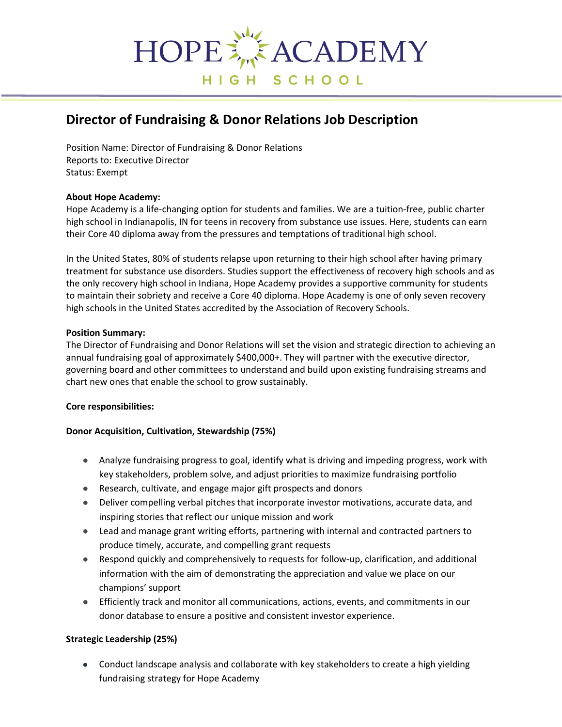# HOPE ACADEMY

HIGH SCHOOL

## Director of Fundraising & Donor Relations Job Description

Position Name: Director of Fundraising & Donor Relations
Reports to: Executive Director
Status: Exempt

**About Hope Academy:**
Hope Academy is a life-changing option for students and families. We are a tuition-free, public charter high school in Indianapolis, IN for teens in recovery from substance use issues. Here, students can earn their Core 40 diploma away from the pressures and temptations of traditional high school.

In the United States, 80% of students relapse upon returning to their high school after having primary treatment for substance use disorders. Studies support the effectiveness of recovery high schools and as the only recovery high school in Indiana, Hope Academy provides a supportive community for students to maintain their sobriety and receive a Core 40 diploma. Hope Academy is one of only seven recovery high schools in the United States accredited by the Association of Recovery Schools.

**Position Summary:**
The Director of Fundraising and Donor Relations will set the vision and strategic direction to achieving an annual fundraising goal of approximately $400,000+. They will partner with the executive director, governing board and other committees to understand and build upon existing fundraising streams and chart new ones that enable the school to grow sustainably.

**Core responsibilities:**

**Donor Acquisition, Cultivation, Stewardship (75%)**

- Analyze fundraising progress to goal, identify what is driving and impeding progress, work with key stakeholders, problem solve, and adjust priorities to maximize fundraising portfolio
- Research, cultivate, and engage major gift prospects and donors
- Deliver compelling verbal pitches that incorporate investor motivations, accurate data, and inspiring stories that reflect our unique mission and work
- Lead and manage grant writing efforts, partnering with internal and contracted partners to produce timely, accurate, and compelling grant requests
- Respond quickly and comprehensively to requests for follow-up, clarification, and additional information with the aim of demonstrating the appreciation and value we place on our champions' support
- Efficiently track and monitor all communications, actions, events, and commitments in our donor database to ensure a positive and consistent investor experience.

**Strategic Leadership (25%)**

- Conduct landscape analysis and collaborate with key stakeholders to create a high yielding fundraising strategy for Hope Academy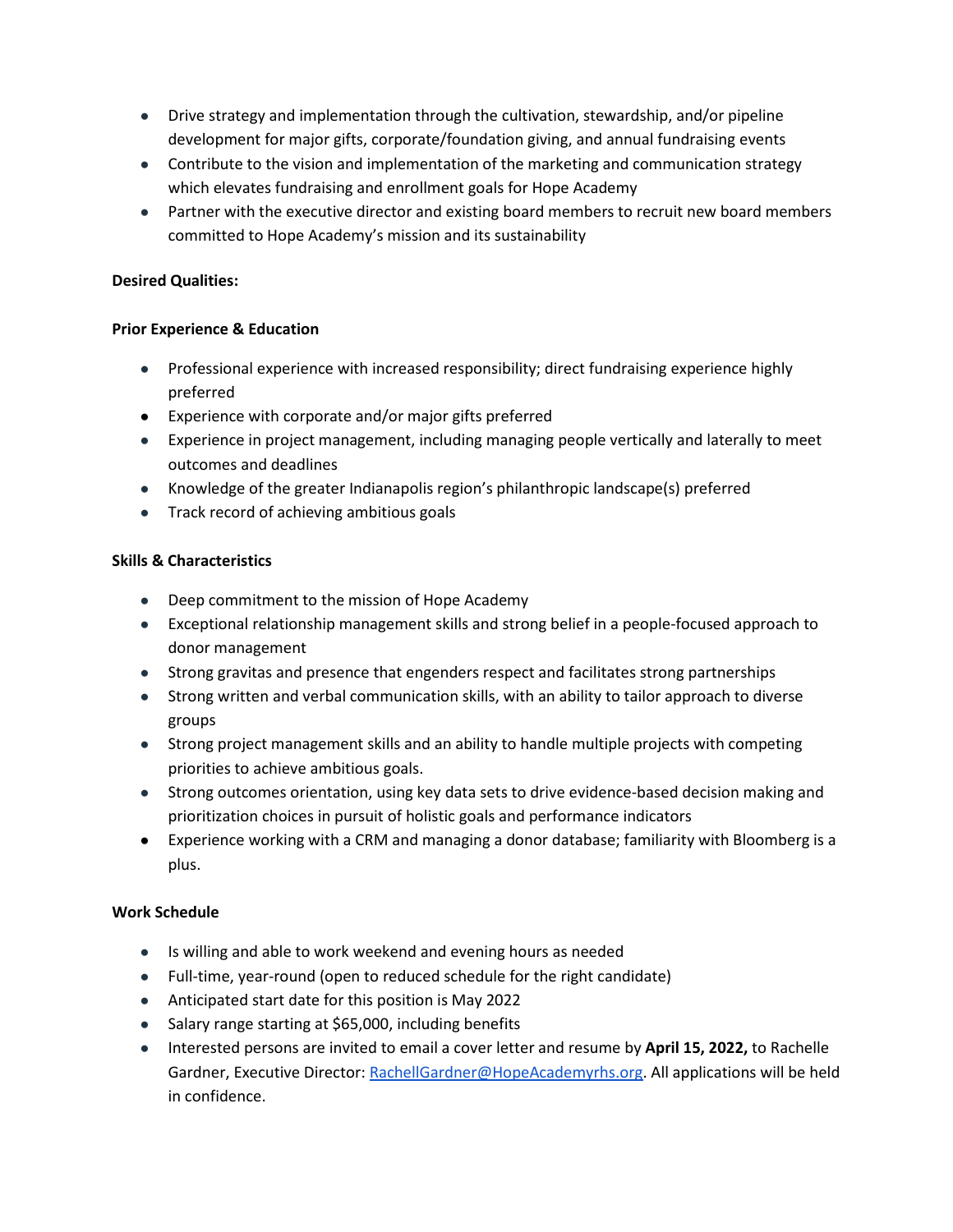- Drive strategy and implementation through the cultivation, stewardship, and/or pipeline development for major gifts, corporate/foundation giving, and annual fundraising events
- Contribute to the vision and implementation of the marketing and communication strategy which elevates fundraising and enrollment goals for Hope Academy
- Partner with the executive director and existing board members to recruit new board members committed to Hope Academy's mission and its sustainability

**Desired Qualities:**

**Prior Experience & Education**

- Professional experience with increased responsibility; direct fundraising experience highly preferred
- Experience with corporate and/or major gifts preferred
- Experience in project management, including managing people vertically and laterally to meet outcomes and deadlines
- Knowledge of the greater Indianapolis region's philanthropic landscape(s) preferred
- Track record of achieving ambitious goals

**Skills & Characteristics**

- Deep commitment to the mission of Hope Academy
- Exceptional relationship management skills and strong belief in a people-focused approach to donor management
- Strong gravitas and presence that engenders respect and facilitates strong partnerships
- Strong written and verbal communication skills, with an ability to tailor approach to diverse groups
- Strong project management skills and an ability to handle multiple projects with competing priorities to achieve ambitious goals.
- Strong outcomes orientation, using key data sets to drive evidence-based decision making and prioritization choices in pursuit of holistic goals and performance indicators
- Experience working with a CRM and managing a donor database; familiarity with Bloomberg is a plus.

**Work Schedule**

- Is willing and able to work weekend and evening hours as needed
- Full-time, year-round (open to reduced schedule for the right candidate)
- Anticipated start date for this position is May 2022
- Salary range starting at $65,000, including benefits
- Interested persons are invited to email a cover letter and resume by **April 15, 2022,** to Rachelle Gardner, Executive Director: [RachellGardner@HopeAcademyrhs.org](mailto:RachellGardner@HopeAcademyrhs.org). All applications will be held in confidence.